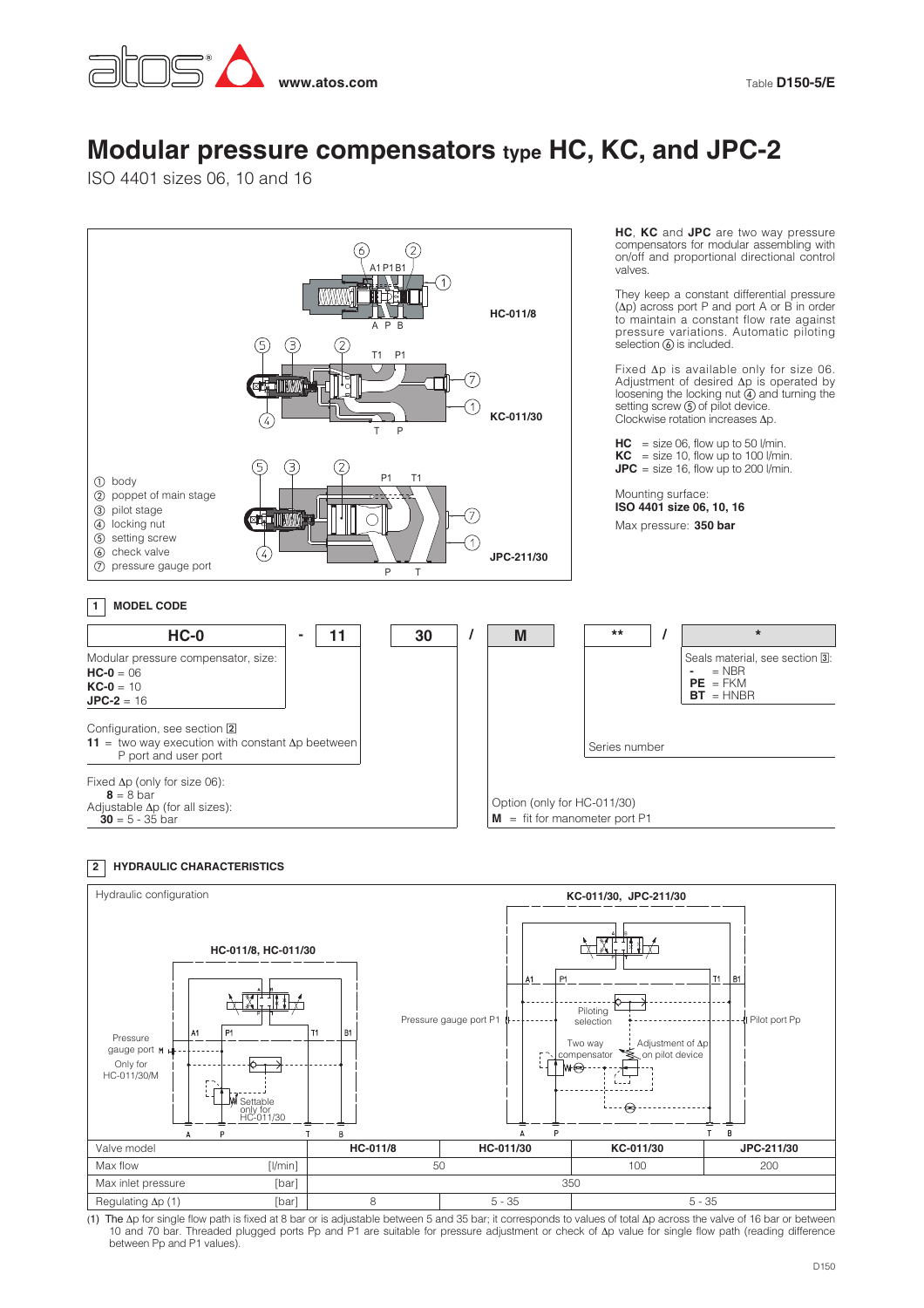www.atos.com

Table **D150-5/E**

# Modular pressure compensators type HC, KC, and JPC-2

ISO 4401 sizes 06, 10 and 16

HC-011/8

KC-011/30

JPC-211/30

① body
② poppet of main stage
③ pilot stage
④ locking nut
⑤ setting screw
⑥ check valve
⑦ pressure gauge port

**HC**, **KC** and **JPC** are two way pressure compensators for modular assembling with on/off and proportional directional control valves.

They keep a constant differential pressure (Δp) across port P and port A or B in order to maintain a constant flow rate against pressure variations. Automatic piloting selection ⑥ is included.

Fixed Δp is available only for size 06. Adjustment of desired Δp is operated by loosening the locking nut ④ and turning the setting screw ⑤ of pilot device. Clockwise rotation increases Δp.

**HC** = size 06, flow up to 50 l/min.
**KC** = size 10, flow up to 100 l/min.
**JPC** = size 16, flow up to 200 l/min.

Mounting surface:
**ISO 4401 size 06, 10, 16**

Max pressure: **350 bar**

## 1 MODEL CODE

| HC-0 | - | 11 | 30 | / | M | ** | / | * |
|---|---|---|---|---|---|---|---|---|

Modular pressure compensator, size:
**HC-0** = 06
**KC-0** = 10
**JPC-2** = 16

Configuration, see section 2
**11** = two way execution with constant Δp beetween P port and user port

Fixed Δp (only for size 06):
**8** = 8 bar
Adjustable Δp (for all sizes):
**30** = 5 - 35 bar

Option (only for HC-011/30)
**M** = fit for manometer port P1

Series number

Seals material, see section 3:
**-** = NBR
**PE** = FKM
**BT** = HNBR

## 2 HYDRAULIC CHARACTERISTICS

Hydraulic configuration

HC-011/8, HC-011/30 — Pressure gauge port M (Only for HC-011/30/M); Settable only for HC-011/30

KC-011/30, JPC-211/30 — Pressure gauge port P1; Piloting selection; Two way compensator; Adjustment of Δp on pilot device; Pilot port Pp

| Valve model | | HC-011/8 | HC-011/30 | KC-011/30 | JPC-211/30 |
|---|---|---|---|---|---|
| Max flow | [l/min] | 50 | | 100 | 200 |
| Max inlet pressure | [bar] | 350 | | | |
| Regulating Δp (1) | [bar] | 8 | 5 - 35 | 5 - 35 | |

(1) The Δp for single flow path is fixed at 8 bar or is adjustable between 5 and 35 bar; it corresponds to values of total Δp across the valve of 16 bar or between 10 and 70 bar. Threaded plugged ports Pp and P1 are suitable for pressure adjustment or check of Δp value for single flow path (reading difference between Pp and P1 values).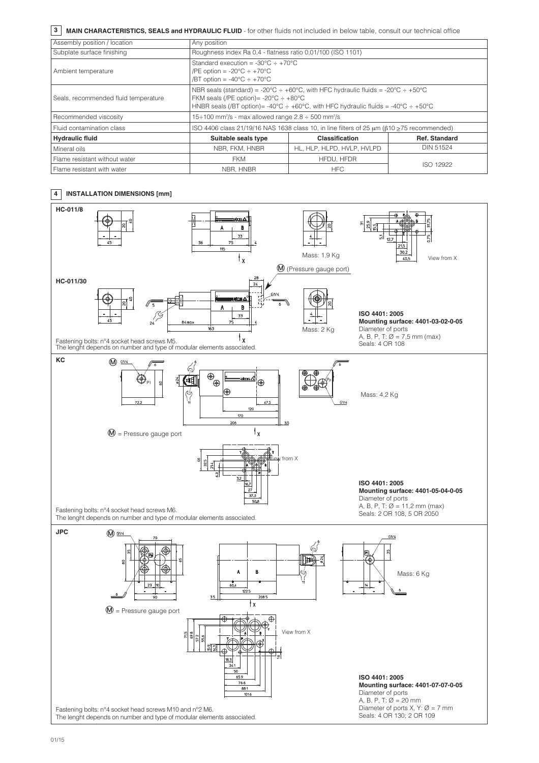## 3 MAIN CHARACTERISTICS, SEALS and HYDRAULIC FLUID - for other fluids not included in below table, consult our technical office

| | | | |
|---|---|---|---|
| Assembly position / location | Any position | | |
| Subplate surface finishing | Roughness index Ra 0,4 - flatness ratio 0,01/100 (ISO 1101) | | |
| Ambient temperature | Standard execution = -30°C ÷ +70°C<br>/PE option = -20°C ÷ +70°C<br>/BT option = -40°C ÷ +70°C | | |
| Seals, recommended fluid temperature | NBR seals (standard) = -20°C ÷ +60°C, with HFC hydraulic fluids = -20°C ÷ +50°C<br>FKM seals (/PE option)= -20°C ÷ +80°C<br>HNBR seals (/BT option)= -40°C ÷ +60°C, with HFC hydraulic fluids = -40°C ÷ +50°C | | |
| Recommended viscosity | 15÷100 mm²/s - max allowed range 2.8 ÷ 500 mm²/s | | |
| Fluid contamination class | ISO 4406 class 21/19/16 NAS 1638 class 10, in line filters of 25 μm (β10 ≥75 recommended) | | |
| **Hydraulic fluid** | **Suitable seals type** | **Classification** | **Ref. Standard** |
| Mineral oils | NBR, FKM, HNBR | HL, HLP, HLPD, HVLP, HVLPD | DIN 51524 |
| Flame resistant without water | FKM | HFDU, HFDR | ISO 12922 |
| Flame resistant with water | NBR, HNBR | HFC | |

## 4 INSTALLATION DIMENSIONS [mm]

### HC-011/8

Mass: 1,9 Kg

View from X

Ⓜ (Pressure gauge port)

### HC-011/30

Mass: 2 Kg

**ISO 4401: 2005**
**Mounting surface: 4401-03-02-0-05**
Diameter of ports
A, B, P, T: Ø = 7,5 mm (max)
Seals: 4 OR 108

Fastening bolts: n°4 socket head screws M5.
The lenght depends on number and type of modular elements associated.

### KC

Mass: 4,2 Kg

Ⓜ = Pressure gauge port

View from X

**ISO 4401: 2005**
**Mounting surface: 4401-05-04-0-05**
Diameter of ports
A, B, P, T: Ø = 11,2 mm (max)
Seals: 2 OR 108, 5 OR 2050

Fastening bolts: n°4 socket head screws M6.
The lenght depends on number and type of modular elements associated.

### JPC

Mass: 6 Kg

Ⓜ = Pressure gauge port

View from X

**ISO 4401: 2005**
**Mounting surface: 4401-07-07-0-05**
Diameter of ports
A, B, P, T: Ø = 20 mm
Diameter of ports X, Y: Ø = 7 mm
Seals: 4 OR 130; 2 OR 109

Fastening bolts: n°4 socket head screws M10 and n°2 M6.
The lenght depends on number and type of modular elements associated.